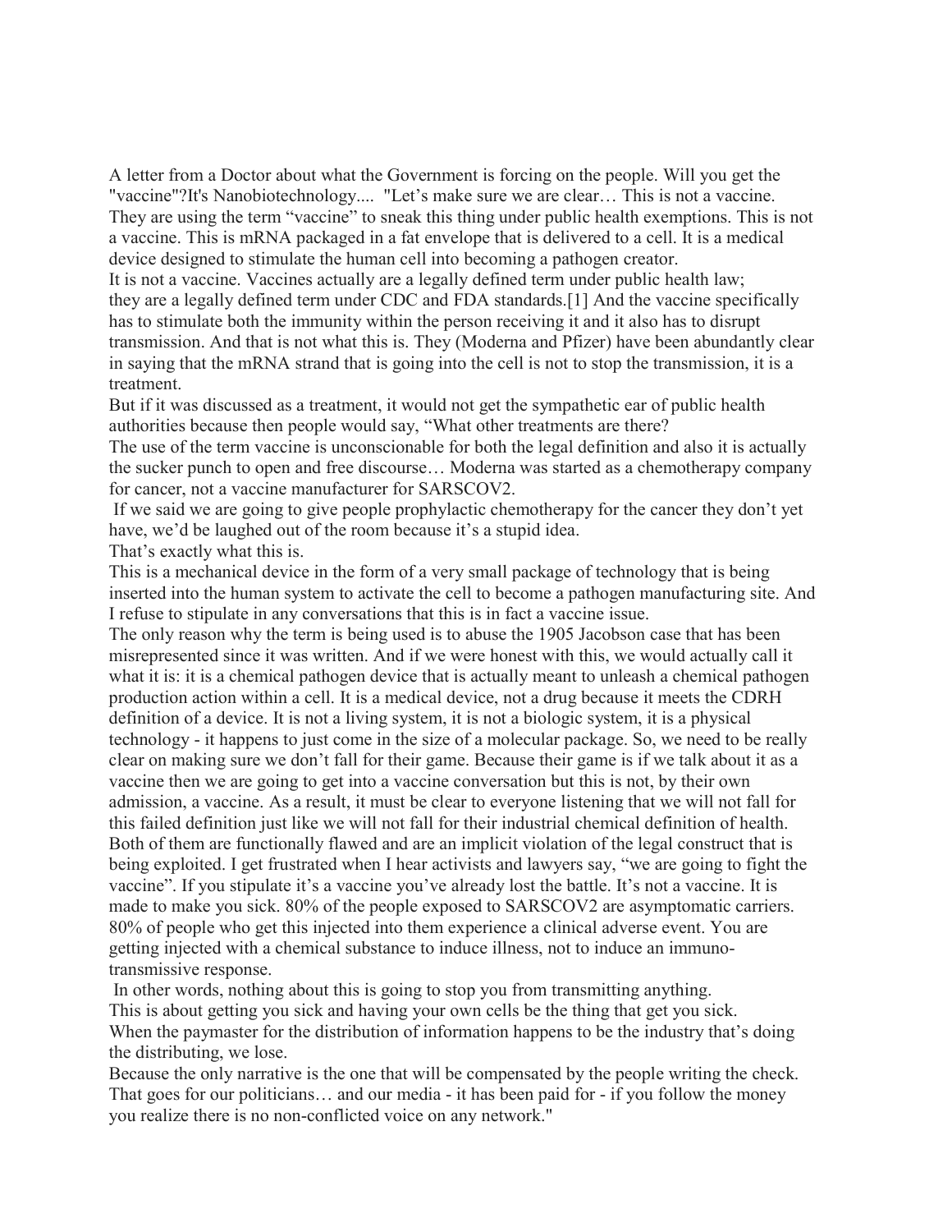A letter from a Doctor about what the Government is forcing on the people. Will you get the "vaccine"?It's Nanobiotechnology.... "Let's make sure we are clear… This is not a vaccine. They are using the term "vaccine" to sneak this thing under public health exemptions. This is not a vaccine. This is mRNA packaged in a fat envelope that is delivered to a cell. It is a medical device designed to stimulate the human cell into becoming a pathogen creator.

It is not a vaccine. Vaccines actually are a legally defined term under public health law; they are a legally defined term under CDC and FDA standards.[1] And the vaccine specifically has to stimulate both the immunity within the person receiving it and it also has to disrupt transmission. And that is not what this is. They (Moderna and Pfizer) have been abundantly clear in saying that the mRNA strand that is going into the cell is not to stop the transmission, it is a treatment.

But if it was discussed as a treatment, it would not get the sympathetic ear of public health authorities because then people would say, "What other treatments are there?

The use of the term vaccine is unconscionable for both the legal definition and also it is actually the sucker punch to open and free discourse… Moderna was started as a chemotherapy company for cancer, not a vaccine manufacturer for SARSCOV2.

If we said we are going to give people prophylactic chemotherapy for the cancer they don't yet have, we'd be laughed out of the room because it's a stupid idea.

That's exactly what this is.

This is a mechanical device in the form of a very small package of technology that is being inserted into the human system to activate the cell to become a pathogen manufacturing site. And I refuse to stipulate in any conversations that this is in fact a vaccine issue.

The only reason why the term is being used is to abuse the 1905 Jacobson case that has been misrepresented since it was written. And if we were honest with this, we would actually call it what it is: it is a chemical pathogen device that is actually meant to unleash a chemical pathogen production action within a cell. It is a medical device, not a drug because it meets the CDRH definition of a device. It is not a living system, it is not a biologic system, it is a physical technology - it happens to just come in the size of a molecular package. So, we need to be really clear on making sure we don't fall for their game. Because their game is if we talk about it as a vaccine then we are going to get into a vaccine conversation but this is not, by their own admission, a vaccine. As a result, it must be clear to everyone listening that we will not fall for this failed definition just like we will not fall for their industrial chemical definition of health. Both of them are functionally flawed and are an implicit violation of the legal construct that is being exploited. I get frustrated when I hear activists and lawyers say, "we are going to fight the vaccine". If you stipulate it's a vaccine you've already lost the battle. It's not a vaccine. It is made to make you sick. 80% of the people exposed to SARSCOV2 are asymptomatic carriers. 80% of people who get this injected into them experience a clinical adverse event. You are getting injected with a chemical substance to induce illness, not to induce an immuno-transmissive response.

In other words, nothing about this is going to stop you from transmitting anything.

This is about getting you sick and having your own cells be the thing that get you sick.

When the paymaster for the distribution of information happens to be the industry that's doing the distributing, we lose.

Because the only narrative is the one that will be compensated by the people writing the check. That goes for our politicians… and our media - it has been paid for - if you follow the money you realize there is no non-conflicted voice on any network."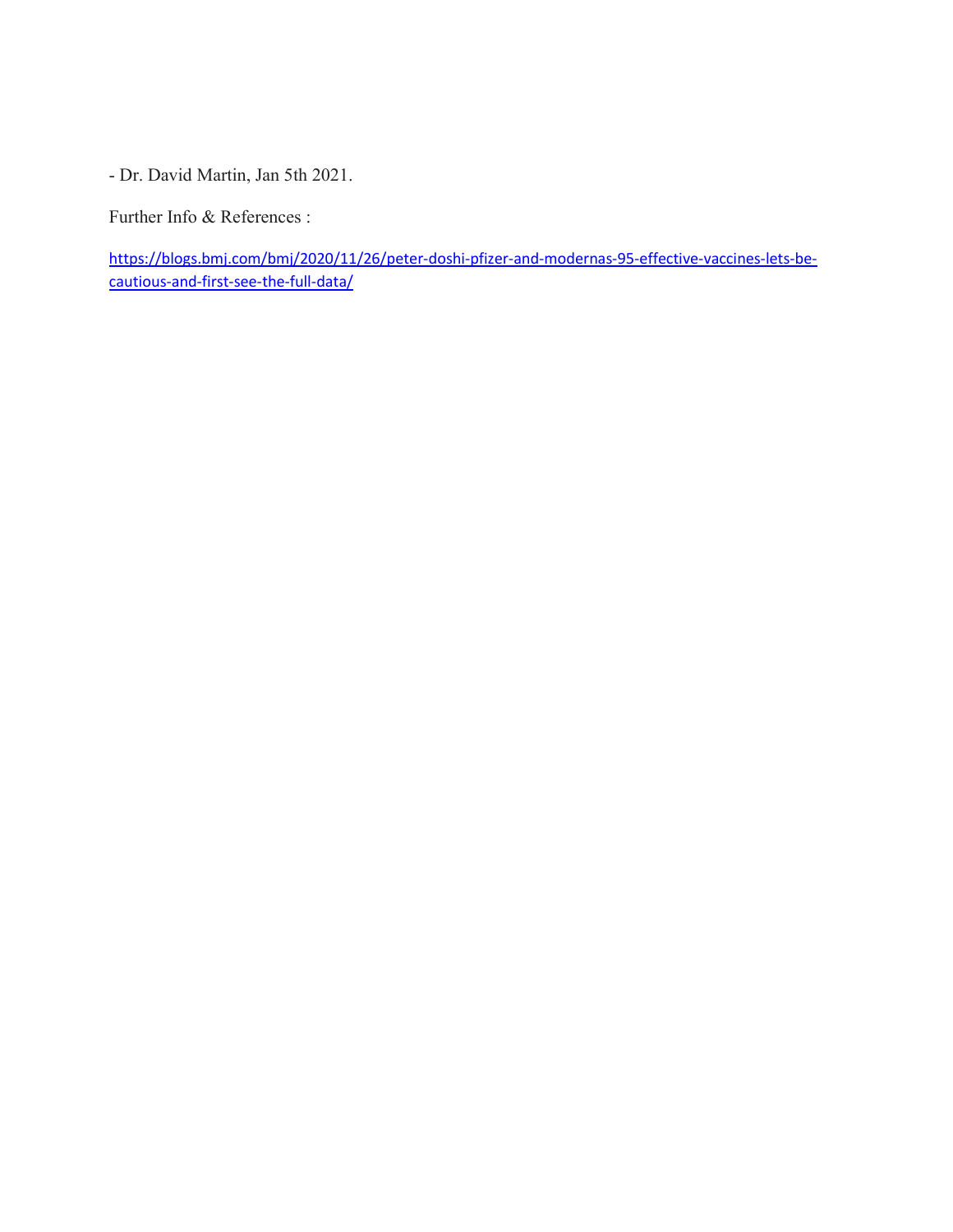- Dr. David Martin, Jan 5th 2021.

Further Info & References :

https://blogs.bmj.com/bmj/2020/11/26/peter-doshi-pfizer-and-modernas-95-effective-vaccines-lets-be-cautious-and-first-see-the-full-data/